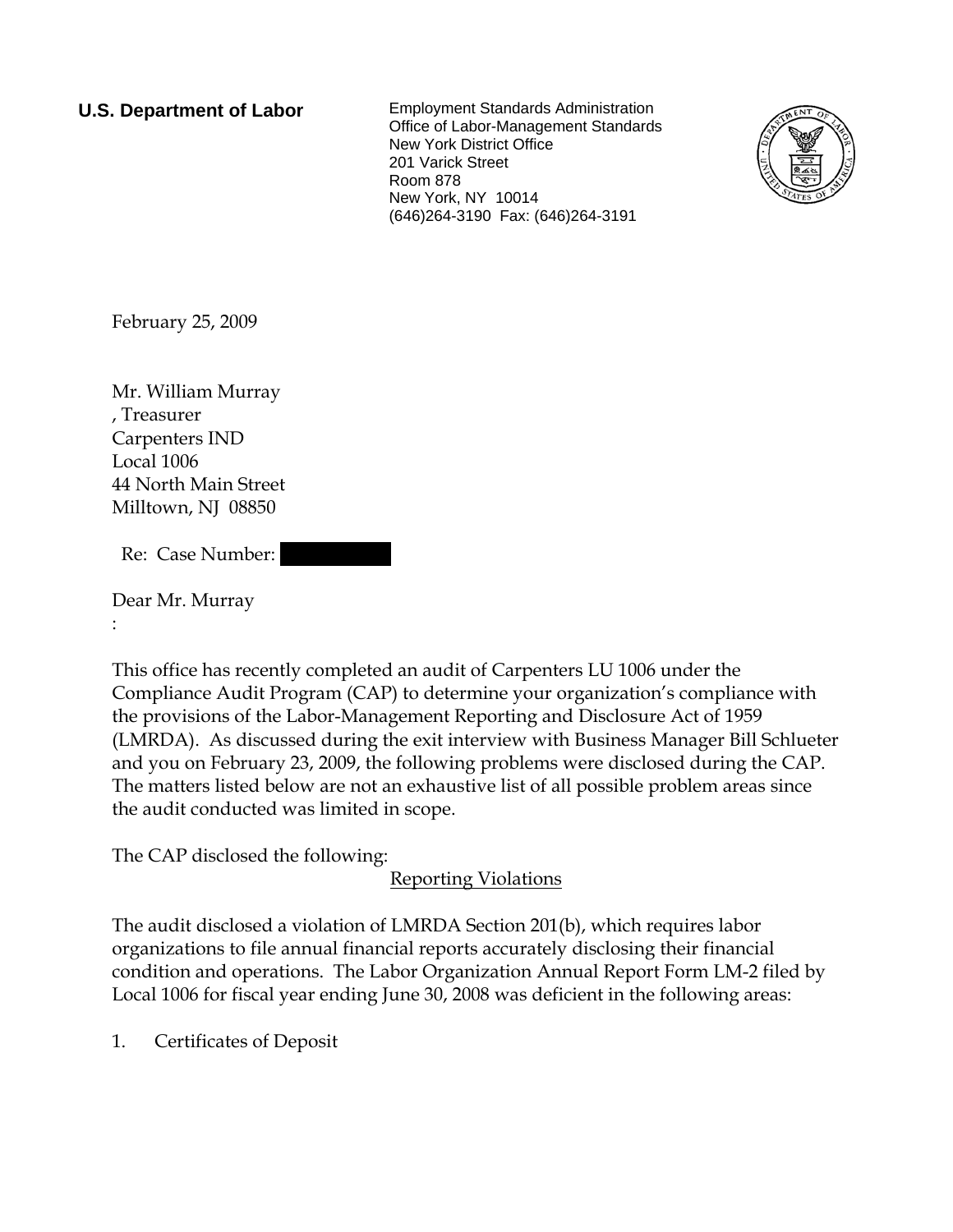**U.S. Department of Labor**

Employment Standards Administration
Office of Labor-Management Standards
New York District Office
201 Varick Street
Room 878
New York, NY 10014
(646)264-3190 Fax: (646)264-3191

February 25, 2009

Mr. William Murray
, Treasurer
Carpenters IND
Local 1006
44 North Main Street
Milltown, NJ 08850

Re: Case Number: [REDACTED]

Dear Mr. Murray
:

This office has recently completed an audit of Carpenters LU 1006 under the Compliance Audit Program (CAP) to determine your organization's compliance with the provisions of the Labor-Management Reporting and Disclosure Act of 1959 (LMRDA). As discussed during the exit interview with Business Manager Bill Schlueter and you on February 23, 2009, the following problems were disclosed during the CAP. The matters listed below are not an exhaustive list of all possible problem areas since the audit conducted was limited in scope.

The CAP disclosed the following:

<u>Reporting Violations</u>

The audit disclosed a violation of LMRDA Section 201(b), which requires labor organizations to file annual financial reports accurately disclosing their financial condition and operations. The Labor Organization Annual Report Form LM-2 filed by Local 1006 for fiscal year ending June 30, 2008 was deficient in the following areas:

1. Certificates of Deposit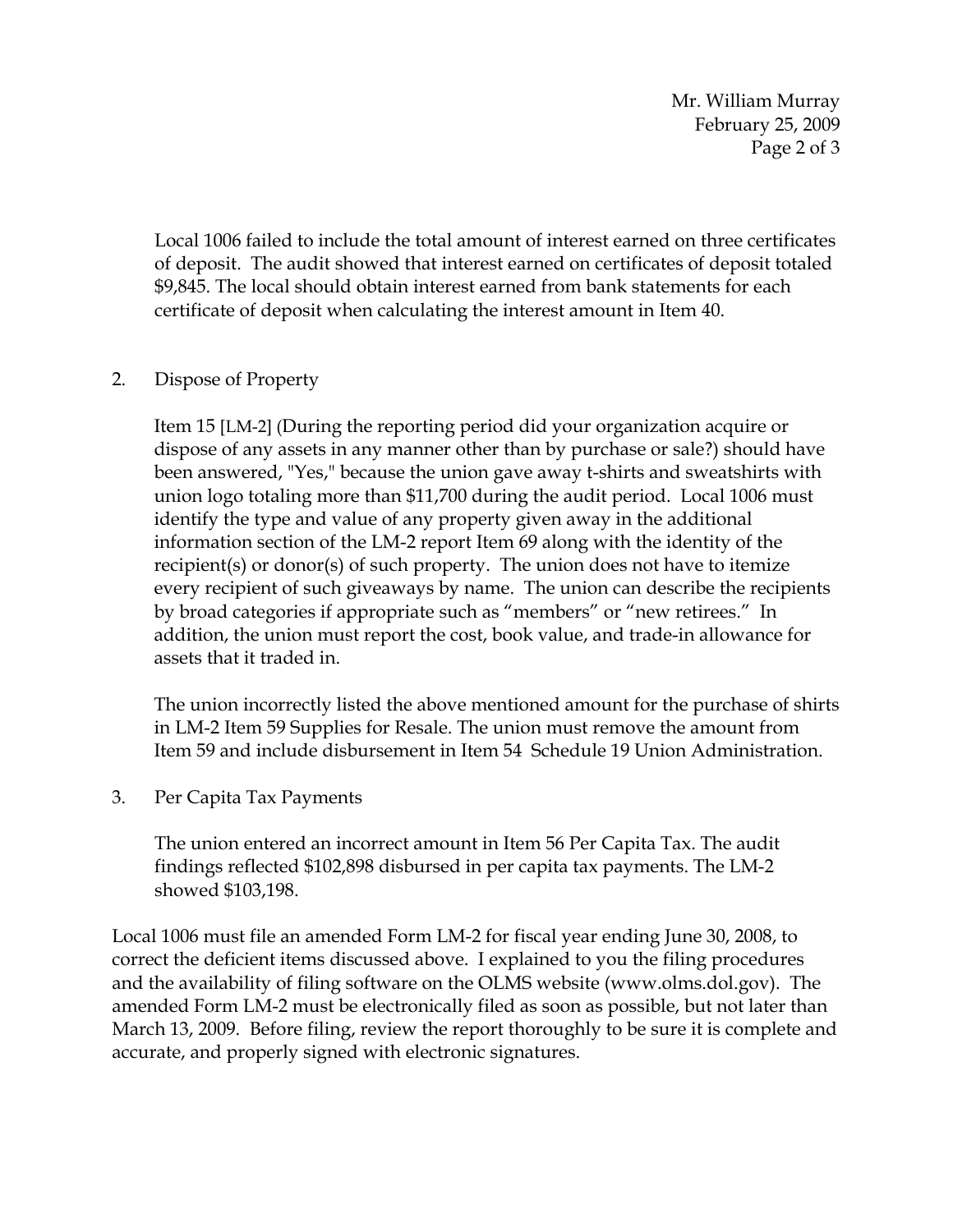Local 1006 failed to include the total amount of interest earned on three certificates of deposit. The audit showed that interest earned on certificates of deposit totaled $9,845. The local should obtain interest earned from bank statements for each certificate of deposit when calculating the interest amount in Item 40.

2. Dispose of Property

   Item 15 [LM-2] (During the reporting period did your organization acquire or dispose of any assets in any manner other than by purchase or sale?) should have been answered, "Yes," because the union gave away t-shirts and sweatshirts with union logo totaling more than $11,700 during the audit period. Local 1006 must identify the type and value of any property given away in the additional information section of the LM-2 report Item 69 along with the identity of the recipient(s) or donor(s) of such property. The union does not have to itemize every recipient of such giveaways by name. The union can describe the recipients by broad categories if appropriate such as "members" or "new retirees." In addition, the union must report the cost, book value, and trade-in allowance for assets that it traded in.

   The union incorrectly listed the above mentioned amount for the purchase of shirts in LM-2 Item 59 Supplies for Resale. The union must remove the amount from Item 59 and include disbursement in Item 54 Schedule 19 Union Administration.

3. Per Capita Tax Payments

   The union entered an incorrect amount in Item 56 Per Capita Tax. The audit findings reflected $102,898 disbursed in per capita tax payments. The LM-2 showed $103,198.

Local 1006 must file an amended Form LM-2 for fiscal year ending June 30, 2008, to correct the deficient items discussed above. I explained to you the filing procedures and the availability of filing software on the OLMS website (www.olms.dol.gov). The amended Form LM-2 must be electronically filed as soon as possible, but not later than March 13, 2009. Before filing, review the report thoroughly to be sure it is complete and accurate, and properly signed with electronic signatures.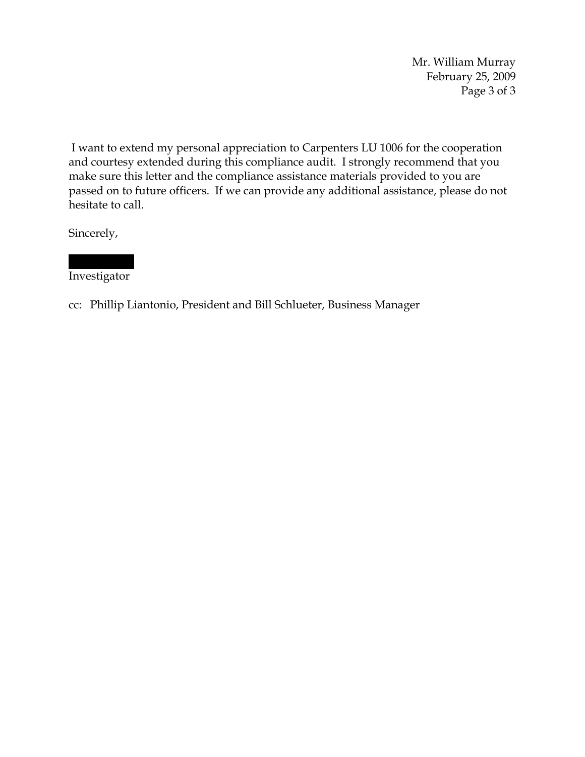I want to extend my personal appreciation to Carpenters LU 1006 for the cooperation and courtesy extended during this compliance audit. I strongly recommend that you make sure this letter and the compliance assistance materials provided to you are passed on to future officers. If we can provide any additional assistance, please do not hesitate to call.

Sincerely,

Investigator

cc: Phillip Liantonio, President and Bill Schlueter, Business Manager